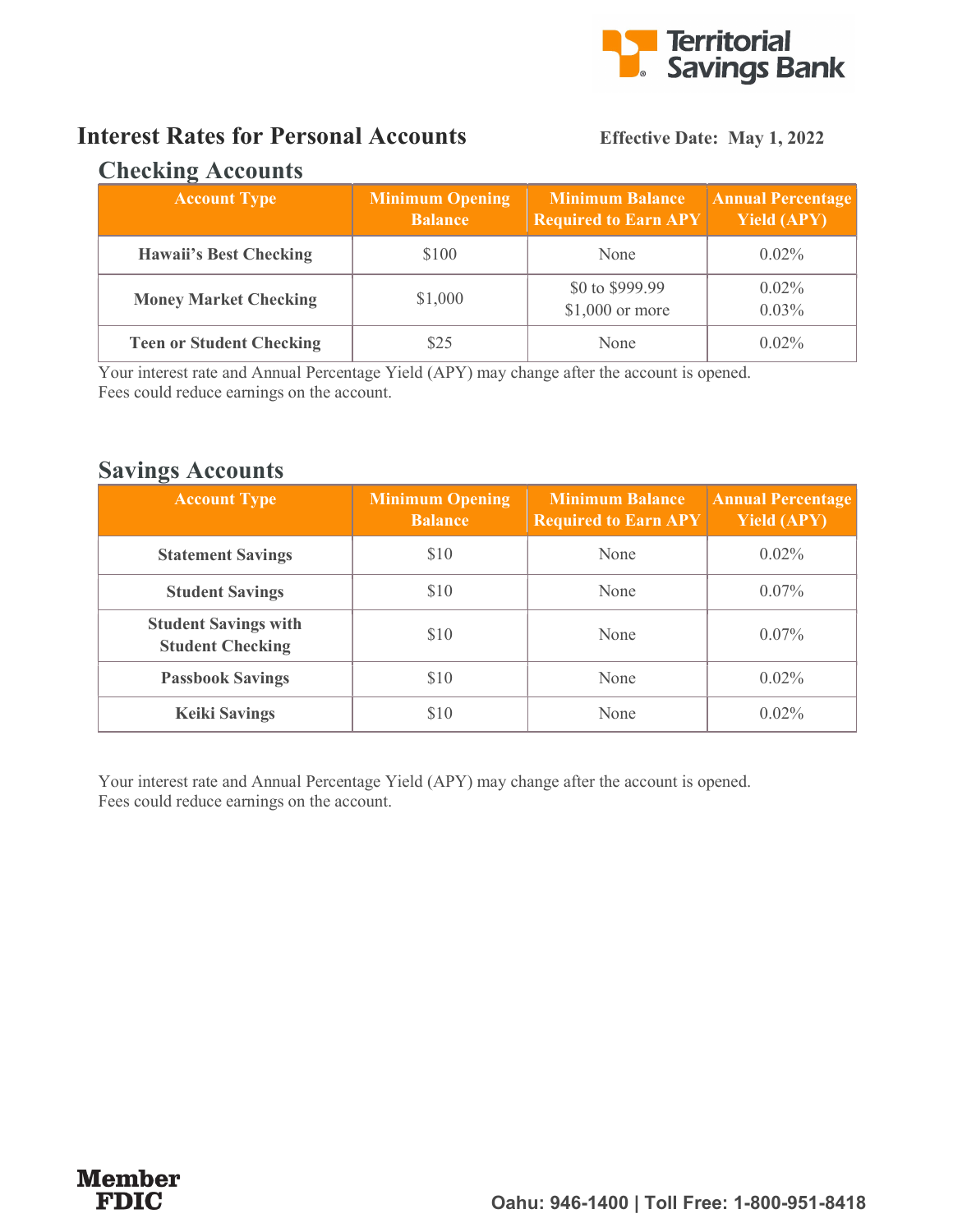Territorial Savings Bank

# Interest Rates for Personal Accounts

**Effective Date: May 1, 2022**

## Checking Accounts

| Account Type | Minimum Opening Balance | Minimum Balance Required to Earn APY | Annual Percentage Yield (APY) |
|---|---|---|---|
| **Hawaii's Best Checking** | $100 | None | 0.02% |
| **Money Market Checking** | $1,000 | $0 to $999.99<br>$1,000 or more | 0.02%<br>0.03% |
| **Teen or Student Checking** | $25 | None | 0.02% |

Your interest rate and Annual Percentage Yield (APY) may change after the account is opened.
Fees could reduce earnings on the account.

## Savings Accounts

| Account Type | Minimum Opening Balance | Minimum Balance Required to Earn APY | Annual Percentage Yield (APY) |
|---|---|---|---|
| **Statement Savings** | $10 | None | 0.02% |
| **Student Savings** | $10 | None | 0.07% |
| **Student Savings with Student Checking** | $10 | None | 0.07% |
| **Passbook Savings** | $10 | None | 0.02% |
| **Keiki Savings** | $10 | None | 0.02% |

Your interest rate and Annual Percentage Yield (APY) may change after the account is opened.
Fees could reduce earnings on the account.

**Member FDIC**

**Oahu: 946-1400 | Toll Free: 1-800-951-8418**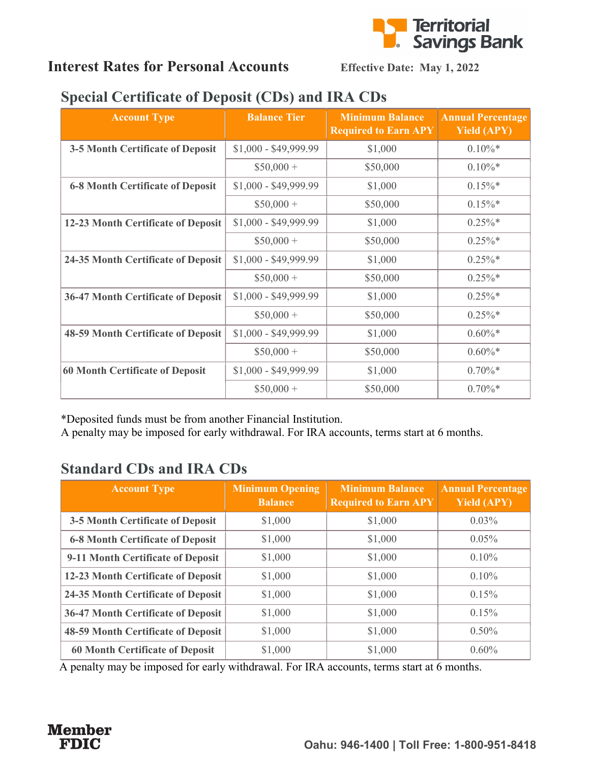Territorial Savings Bank

# Interest Rates for Personal Accounts

**Effective Date: May 1, 2022**

## Special Certificate of Deposit (CDs) and IRA CDs

| Account Type | Balance Tier | Minimum Balance Required to Earn APY | Annual Percentage Yield (APY) |
|---|---|---|---|
| 3-5 Month Certificate of Deposit | $1,000 - $49,999.99 | $1,000 | 0.10%* |
| | $50,000 + | $50,000 | 0.10%* |
| 6-8 Month Certificate of Deposit | $1,000 - $49,999.99 | $1,000 | 0.15%* |
| | $50,000 + | $50,000 | 0.15%* |
| 12-23 Month Certificate of Deposit | $1,000 - $49,999.99 | $1,000 | 0.25%* |
| | $50,000 + | $50,000 | 0.25%* |
| 24-35 Month Certificate of Deposit | $1,000 - $49,999.99 | $1,000 | 0.25%* |
| | $50,000 + | $50,000 | 0.25%* |
| 36-47 Month Certificate of Deposit | $1,000 - $49,999.99 | $1,000 | 0.25%* |
| | $50,000 + | $50,000 | 0.25%* |
| 48-59 Month Certificate of Deposit | $1,000 - $49,999.99 | $1,000 | 0.60%* |
| | $50,000 + | $50,000 | 0.60%* |
| 60 Month Certificate of Deposit | $1,000 - $49,999.99 | $1,000 | 0.70%* |
| | $50,000 + | $50,000 | 0.70%* |

*Deposited funds must be from another Financial Institution.
A penalty may be imposed for early withdrawal. For IRA accounts, terms start at 6 months.

## Standard CDs and IRA CDs

| Account Type | Minimum Opening Balance | Minimum Balance Required to Earn APY | Annual Percentage Yield (APY) |
|---|---|---|---|
| 3-5 Month Certificate of Deposit | $1,000 | $1,000 | 0.03% |
| 6-8 Month Certificate of Deposit | $1,000 | $1,000 | 0.05% |
| 9-11 Month Certificate of Deposit | $1,000 | $1,000 | 0.10% |
| 12-23 Month Certificate of Deposit | $1,000 | $1,000 | 0.10% |
| 24-35 Month Certificate of Deposit | $1,000 | $1,000 | 0.15% |
| 36-47 Month Certificate of Deposit | $1,000 | $1,000 | 0.15% |
| 48-59 Month Certificate of Deposit | $1,000 | $1,000 | 0.50% |
| 60 Month Certificate of Deposit | $1,000 | $1,000 | 0.60% |

A penalty may be imposed for early withdrawal. For IRA accounts, terms start at 6 months.

**Member FDIC**

**Oahu: 946-1400 | Toll Free: 1-800-951-8418**